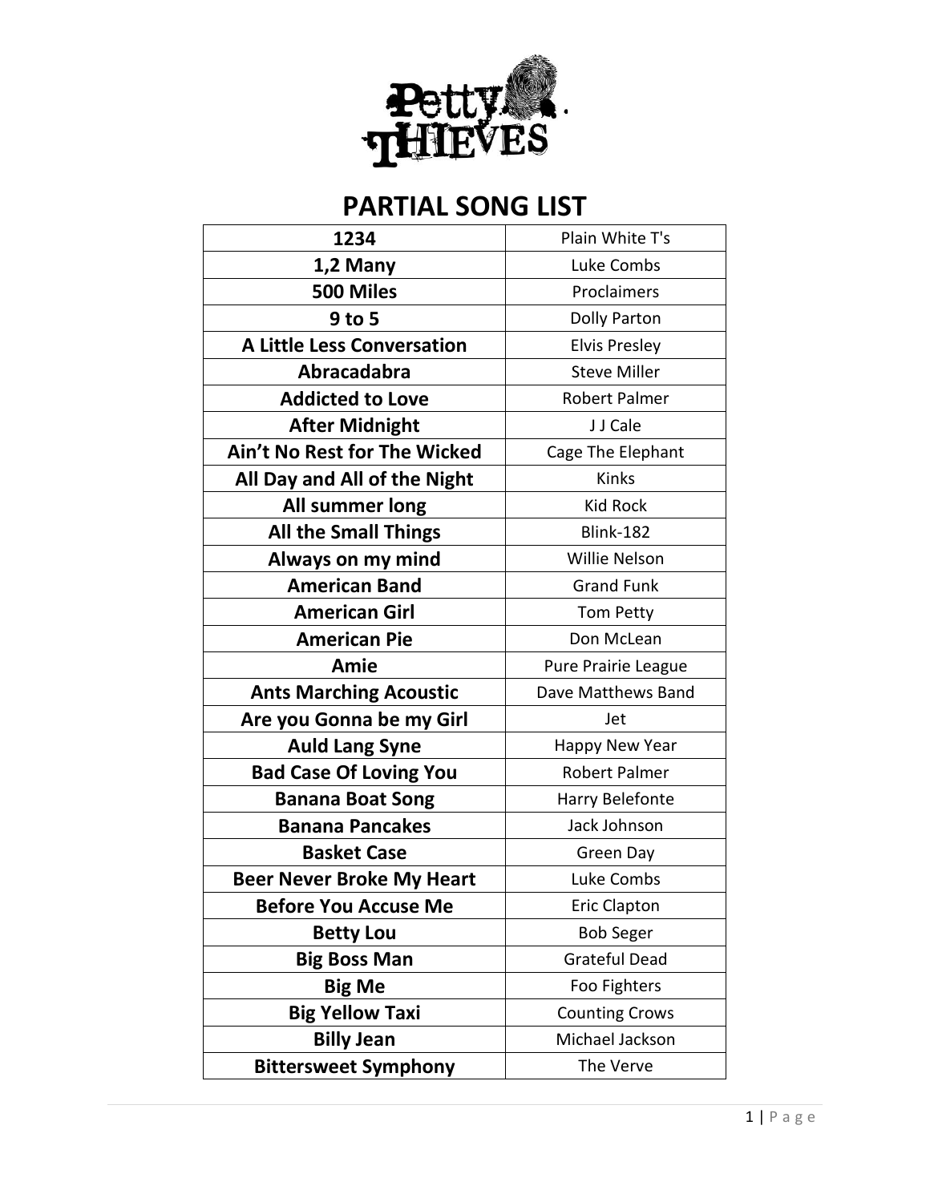Petty THIEVES

# PARTIAL SONG LIST

| **1234** | Plain White T's |
|---|---|
| **1,2 Many** | Luke Combs |
| **500 Miles** | Proclaimers |
| **9 to 5** | Dolly Parton |
| **A Little Less Conversation** | Elvis Presley |
| **Abracadabra** | Steve Miller |
| **Addicted to Love** | Robert Palmer |
| **After Midnight** | J J Cale |
| **Ain't No Rest for The Wicked** | Cage The Elephant |
| **All Day and All of the Night** | Kinks |
| **All summer long** | Kid Rock |
| **All the Small Things** | Blink-182 |
| **Always on my mind** | Willie Nelson |
| **American Band** | Grand Funk |
| **American Girl** | Tom Petty |
| **American Pie** | Don McLean |
| **Amie** | Pure Prairie League |
| **Ants Marching Acoustic** | Dave Matthews Band |
| **Are you Gonna be my Girl** | Jet |
| **Auld Lang Syne** | Happy New Year |
| **Bad Case Of Loving You** | Robert Palmer |
| **Banana Boat Song** | Harry Belefonte |
| **Banana Pancakes** | Jack Johnson |
| **Basket Case** | Green Day |
| **Beer Never Broke My Heart** | Luke Combs |
| **Before You Accuse Me** | Eric Clapton |
| **Betty Lou** | Bob Seger |
| **Big Boss Man** | Grateful Dead |
| **Big Me** | Foo Fighters |
| **Big Yellow Taxi** | Counting Crows |
| **Billy Jean** | Michael Jackson |
| **Bittersweet Symphony** | The Verve |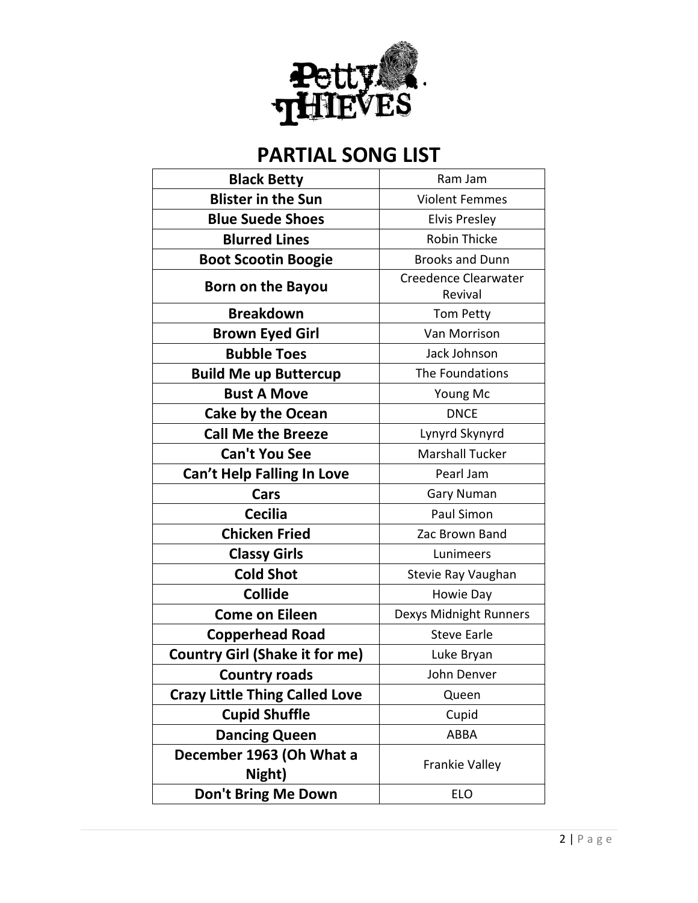# PARTIAL SONG LIST

| **Black Betty** | Ram Jam |
|---|---|
| **Blister in the Sun** | Violent Femmes |
| **Blue Suede Shoes** | Elvis Presley |
| **Blurred Lines** | Robin Thicke |
| **Boot Scootin Boogie** | Brooks and Dunn |
| **Born on the Bayou** | Creedence Clearwater Revival |
| **Breakdown** | Tom Petty |
| **Brown Eyed Girl** | Van Morrison |
| **Bubble Toes** | Jack Johnson |
| **Build Me up Buttercup** | The Foundations |
| **Bust A Move** | Young Mc |
| **Cake by the Ocean** | DNCE |
| **Call Me the Breeze** | Lynyrd Skynyrd |
| **Can't You See** | Marshall Tucker |
| **Can't Help Falling In Love** | Pearl Jam |
| **Cars** | Gary Numan |
| **Cecilia** | Paul Simon |
| **Chicken Fried** | Zac Brown Band |
| **Classy Girls** | Lunimeers |
| **Cold Shot** | Stevie Ray Vaughan |
| **Collide** | Howie Day |
| **Come on Eileen** | Dexys Midnight Runners |
| **Copperhead Road** | Steve Earle |
| **Country Girl (Shake it for me)** | Luke Bryan |
| **Country roads** | John Denver |
| **Crazy Little Thing Called Love** | Queen |
| **Cupid Shuffle** | Cupid |
| **Dancing Queen** | ABBA |
| **December 1963 (Oh What a Night)** | Frankie Valley |
| **Don't Bring Me Down** | ELO |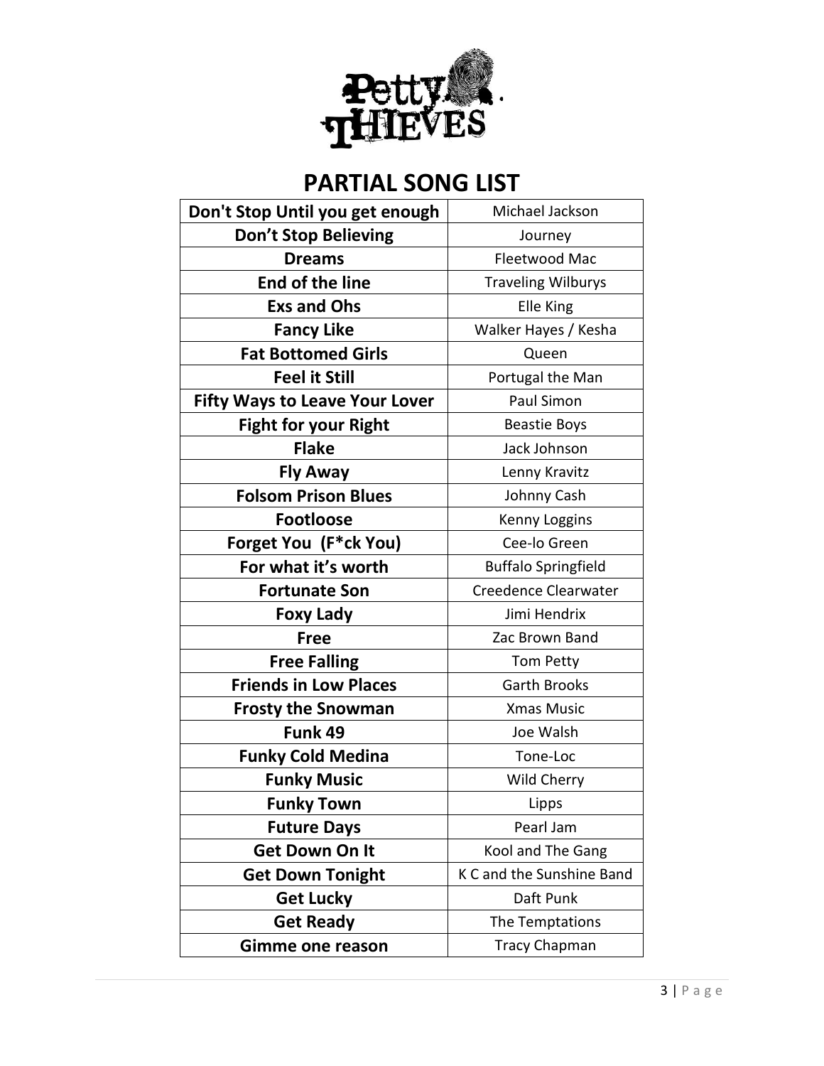## PARTIAL SONG LIST

| Don't Stop Until you get enough | Michael Jackson |
|---|---|
| Don't Stop Believing | Journey |
| Dreams | Fleetwood Mac |
| End of the line | Traveling Wilburys |
| Exs and Ohs | Elle King |
| Fancy Like | Walker Hayes / Kesha |
| Fat Bottomed Girls | Queen |
| Feel it Still | Portugal the Man |
| Fifty Ways to Leave Your Lover | Paul Simon |
| Fight for your Right | Beastie Boys |
| Flake | Jack Johnson |
| Fly Away | Lenny Kravitz |
| Folsom Prison Blues | Johnny Cash |
| Footloose | Kenny Loggins |
| Forget You (F*ck You) | Cee-lo Green |
| For what it's worth | Buffalo Springfield |
| Fortunate Son | Creedence Clearwater |
| Foxy Lady | Jimi Hendrix |
| Free | Zac Brown Band |
| Free Falling | Tom Petty |
| Friends in Low Places | Garth Brooks |
| Frosty the Snowman | Xmas Music |
| Funk 49 | Joe Walsh |
| Funky Cold Medina | Tone-Loc |
| Funky Music | Wild Cherry |
| Funky Town | Lipps |
| Future Days | Pearl Jam |
| Get Down On It | Kool and The Gang |
| Get Down Tonight | K C and the Sunshine Band |
| Get Lucky | Daft Punk |
| Get Ready | The Temptations |
| Gimme one reason | Tracy Chapman |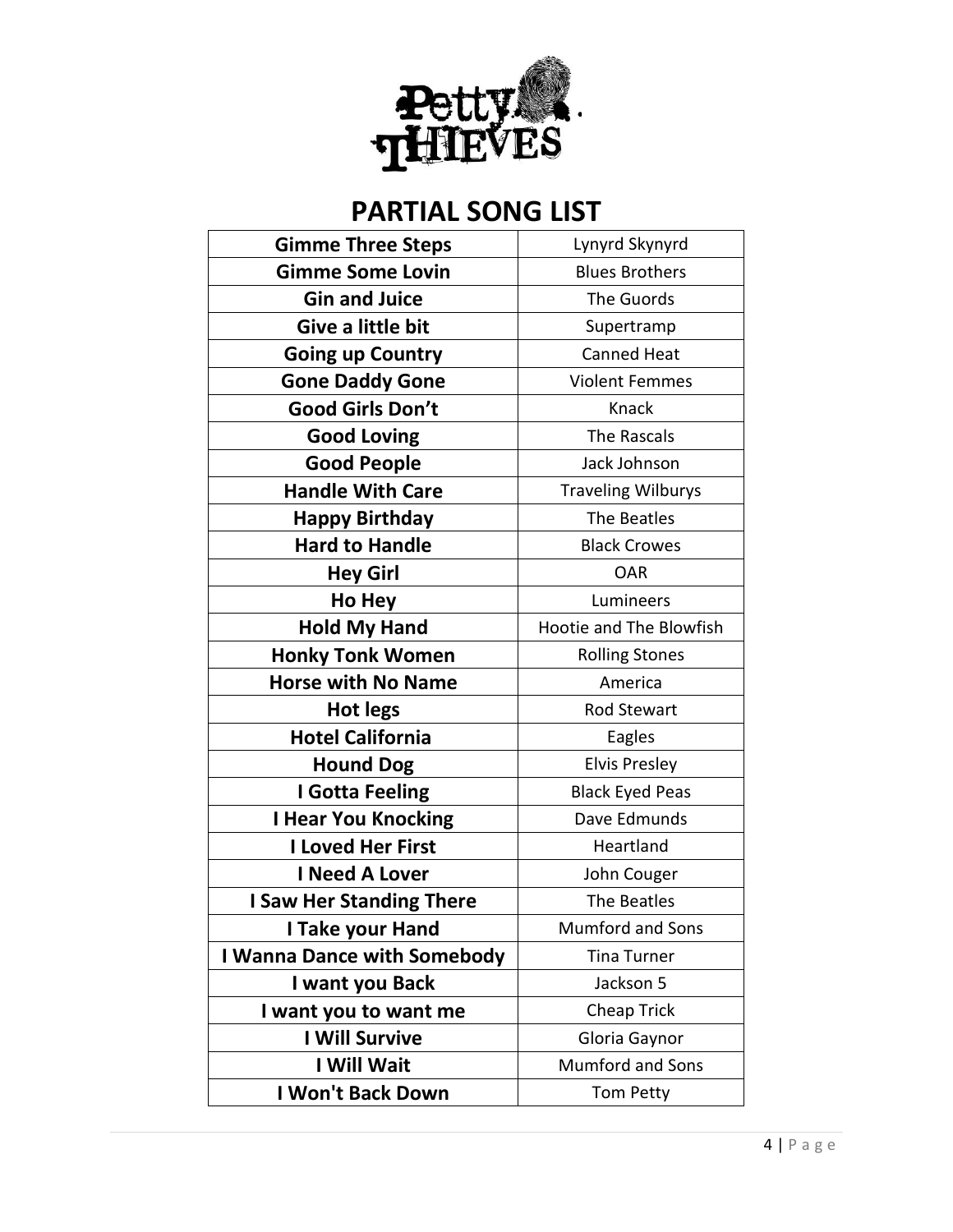# PARTIAL SONG LIST

| Gimme Three Steps | Lynyrd Skynyrd |
|---|---|
| Gimme Some Lovin | Blues Brothers |
| Gin and Juice | The Guords |
| Give a little bit | Supertramp |
| Going up Country | Canned Heat |
| Gone Daddy Gone | Violent Femmes |
| Good Girls Don't | Knack |
| Good Loving | The Rascals |
| Good People | Jack Johnson |
| Handle With Care | Traveling Wilburys |
| Happy Birthday | The Beatles |
| Hard to Handle | Black Crowes |
| Hey Girl | OAR |
| Ho Hey | Lumineers |
| Hold My Hand | Hootie and The Blowfish |
| Honky Tonk Women | Rolling Stones |
| Horse with No Name | America |
| Hot legs | Rod Stewart |
| Hotel California | Eagles |
| Hound Dog | Elvis Presley |
| I Gotta Feeling | Black Eyed Peas |
| I Hear You Knocking | Dave Edmunds |
| I Loved Her First | Heartland |
| I Need A Lover | John Couger |
| I Saw Her Standing There | The Beatles |
| I Take your Hand | Mumford and Sons |
| I Wanna Dance with Somebody | Tina Turner |
| I want you Back | Jackson 5 |
| I want you to want me | Cheap Trick |
| I Will Survive | Gloria Gaynor |
| I Will Wait | Mumford and Sons |
| I Won't Back Down | Tom Petty |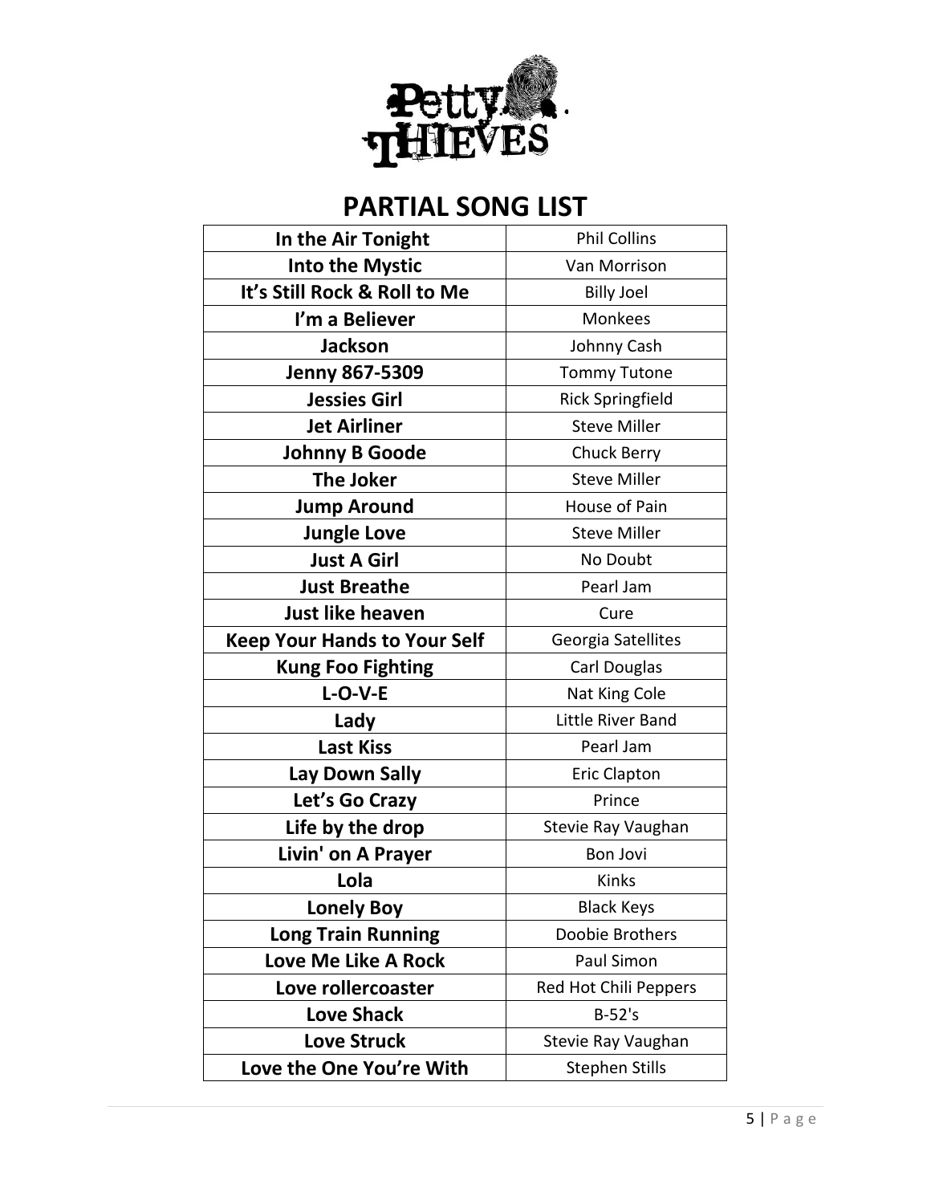## PARTIAL SONG LIST

| **In the Air Tonight** | Phil Collins |
|---|---|
| **Into the Mystic** | Van Morrison |
| **It's Still Rock & Roll to Me** | Billy Joel |
| **I'm a Believer** | Monkees |
| **Jackson** | Johnny Cash |
| **Jenny 867-5309** | Tommy Tutone |
| **Jessies Girl** | Rick Springfield |
| **Jet Airliner** | Steve Miller |
| **Johnny B Goode** | Chuck Berry |
| **The Joker** | Steve Miller |
| **Jump Around** | House of Pain |
| **Jungle Love** | Steve Miller |
| **Just A Girl** | No Doubt |
| **Just Breathe** | Pearl Jam |
| **Just like heaven** | Cure |
| **Keep Your Hands to Your Self** | Georgia Satellites |
| **Kung Foo Fighting** | Carl Douglas |
| **L-O-V-E** | Nat King Cole |
| **Lady** | Little River Band |
| **Last Kiss** | Pearl Jam |
| **Lay Down Sally** | Eric Clapton |
| **Let's Go Crazy** | Prince |
| **Life by the drop** | Stevie Ray Vaughan |
| **Livin' on A Prayer** | Bon Jovi |
| **Lola** | Kinks |
| **Lonely Boy** | Black Keys |
| **Long Train Running** | Doobie Brothers |
| **Love Me Like A Rock** | Paul Simon |
| **Love rollercoaster** | Red Hot Chili Peppers |
| **Love Shack** | B-52's |
| **Love Struck** | Stevie Ray Vaughan |
| **Love the One You're With** | Stephen Stills |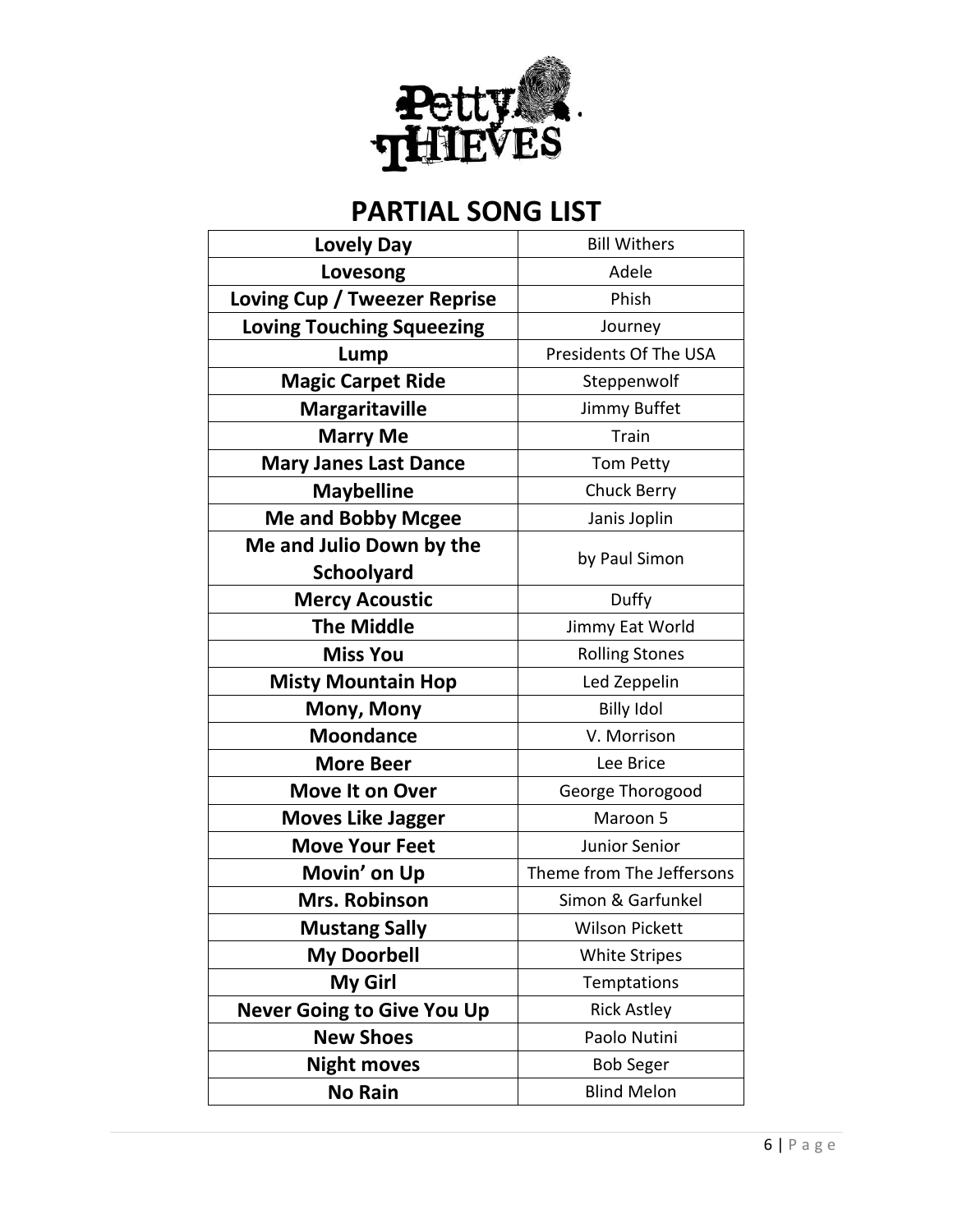## PARTIAL SONG LIST

| **Lovely Day** | Bill Withers |
| --- | --- |
| **Lovesong** | Adele |
| **Loving Cup / Tweezer Reprise** | Phish |
| **Loving Touching Squeezing** | Journey |
| **Lump** | Presidents Of The USA |
| **Magic Carpet Ride** | Steppenwolf |
| **Margaritaville** | Jimmy Buffet |
| **Marry Me** | Train |
| **Mary Janes Last Dance** | Tom Petty |
| **Maybelline** | Chuck Berry |
| **Me and Bobby Mcgee** | Janis Joplin |
| **Me and Julio Down by the Schoolyard** | by Paul Simon |
| **Mercy Acoustic** | Duffy |
| **The Middle** | Jimmy Eat World |
| **Miss You** | Rolling Stones |
| **Misty Mountain Hop** | Led Zeppelin |
| **Mony, Mony** | Billy Idol |
| **Moondance** | V. Morrison |
| **More Beer** | Lee Brice |
| **Move It on Over** | George Thorogood |
| **Moves Like Jagger** | Maroon 5 |
| **Move Your Feet** | Junior Senior |
| **Movin' on Up** | Theme from The Jeffersons |
| **Mrs. Robinson** | Simon & Garfunkel |
| **Mustang Sally** | Wilson Pickett |
| **My Doorbell** | White Stripes |
| **My Girl** | Temptations |
| **Never Going to Give You Up** | Rick Astley |
| **New Shoes** | Paolo Nutini |
| **Night moves** | Bob Seger |
| **No Rain** | Blind Melon |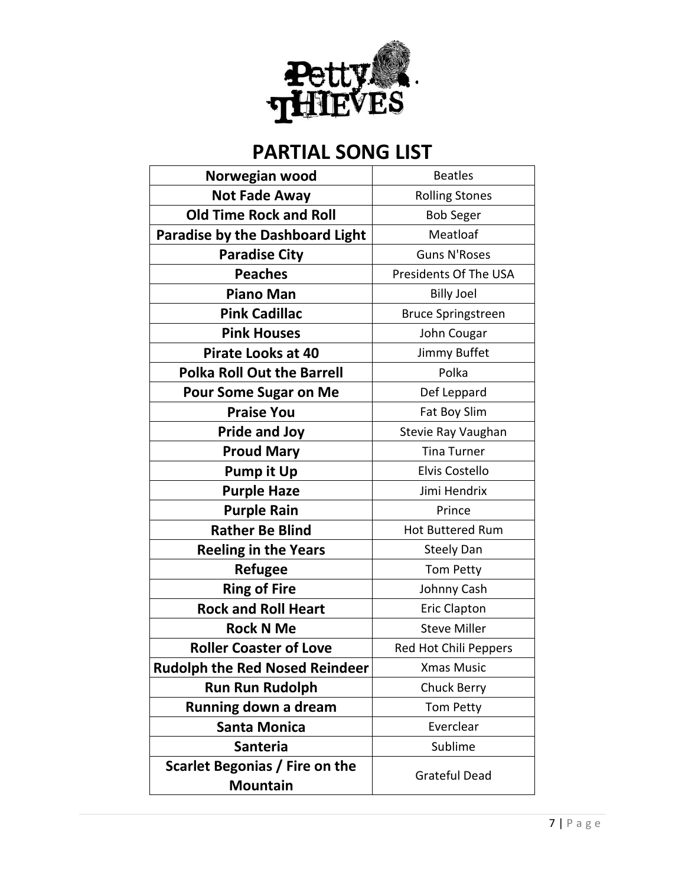## PARTIAL SONG LIST

| Song | Artist |
|---|---|
| **Norwegian wood** | Beatles |
| **Not Fade Away** | Rolling Stones |
| **Old Time Rock and Roll** | Bob Seger |
| **Paradise by the Dashboard Light** | Meatloaf |
| **Paradise City** | Guns N'Roses |
| **Peaches** | Presidents Of The USA |
| **Piano Man** | Billy Joel |
| **Pink Cadillac** | Bruce Springstreen |
| **Pink Houses** | John Cougar |
| **Pirate Looks at 40** | Jimmy Buffet |
| **Polka Roll Out the Barrell** | Polka |
| **Pour Some Sugar on Me** | Def Leppard |
| **Praise You** | Fat Boy Slim |
| **Pride and Joy** | Stevie Ray Vaughan |
| **Proud Mary** | Tina Turner |
| **Pump it Up** | Elvis Costello |
| **Purple Haze** | Jimi Hendrix |
| **Purple Rain** | Prince |
| **Rather Be Blind** | Hot Buttered Rum |
| **Reeling in the Years** | Steely Dan |
| **Refugee** | Tom Petty |
| **Ring of Fire** | Johnny Cash |
| **Rock and Roll Heart** | Eric Clapton |
| **Rock N Me** | Steve Miller |
| **Roller Coaster of Love** | Red Hot Chili Peppers |
| **Rudolph the Red Nosed Reindeer** | Xmas Music |
| **Run Run Rudolph** | Chuck Berry |
| **Running down a dream** | Tom Petty |
| **Santa Monica** | Everclear |
| **Santeria** | Sublime |
| **Scarlet Begonias / Fire on the Mountain** | Grateful Dead |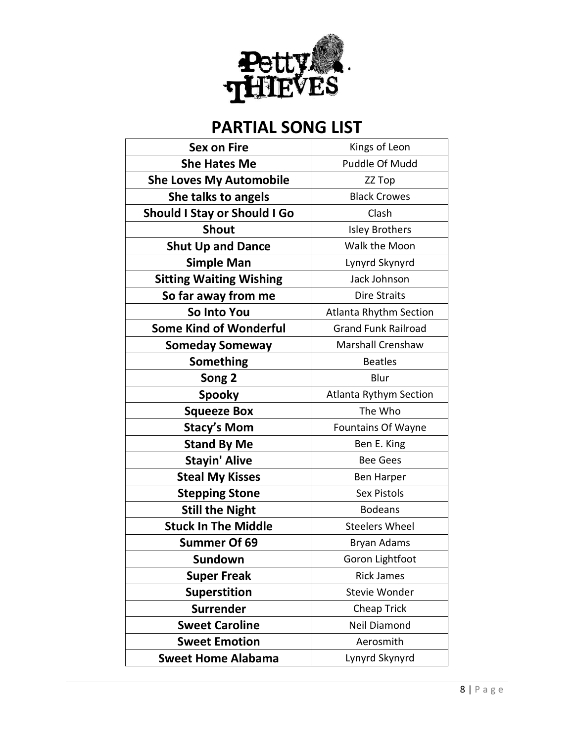Petty THIEVES

## PARTIAL SONG LIST

| Song | Artist |
|---|---|
| **Sex on Fire** | Kings of Leon |
| **She Hates Me** | Puddle Of Mudd |
| **She Loves My Automobile** | ZZ Top |
| **She talks to angels** | Black Crowes |
| **Should I Stay or Should I Go** | Clash |
| **Shout** | Isley Brothers |
| **Shut Up and Dance** | Walk the Moon |
| **Simple Man** | Lynyrd Skynyrd |
| **Sitting Waiting Wishing** | Jack Johnson |
| **So far away from me** | Dire Straits |
| **So Into You** | Atlanta Rhythm Section |
| **Some Kind of Wonderful** | Grand Funk Railroad |
| **Someday Someway** | Marshall Crenshaw |
| **Something** | Beatles |
| **Song 2** | Blur |
| **Spooky** | Atlanta Rythym Section |
| **Squeeze Box** | The Who |
| **Stacy's Mom** | Fountains Of Wayne |
| **Stand By Me** | Ben E. King |
| **Stayin' Alive** | Bee Gees |
| **Steal My Kisses** | Ben Harper |
| **Stepping Stone** | Sex Pistols |
| **Still the Night** | Bodeans |
| **Stuck In The Middle** | Steelers Wheel |
| **Summer Of 69** | Bryan Adams |
| **Sundown** | Goron Lightfoot |
| **Super Freak** | Rick James |
| **Superstition** | Stevie Wonder |
| **Surrender** | Cheap Trick |
| **Sweet Caroline** | Neil Diamond |
| **Sweet Emotion** | Aerosmith |
| **Sweet Home Alabama** | Lynyrd Skynyrd |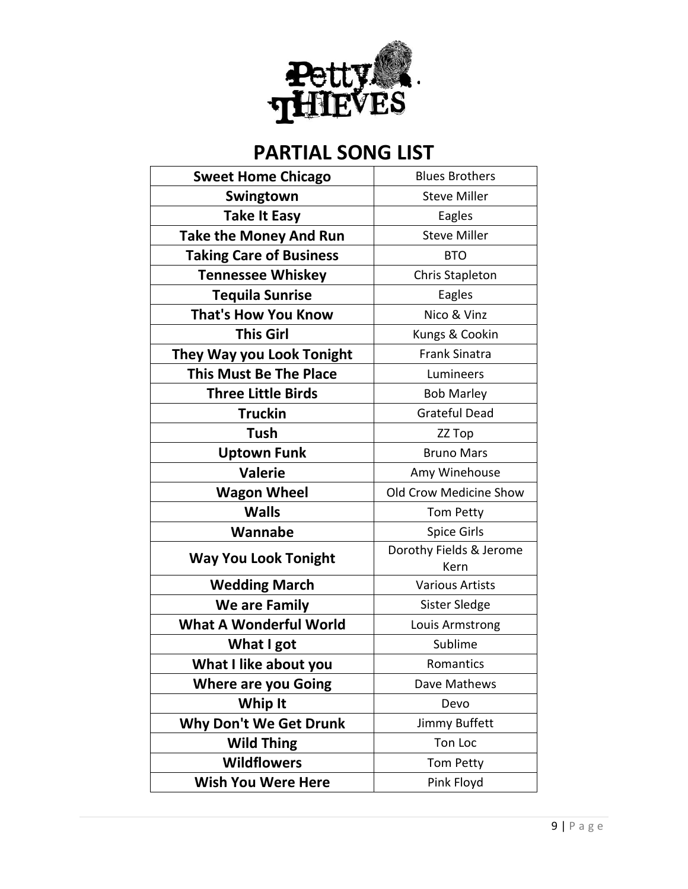# PARTIAL SONG LIST

| **Sweet Home Chicago** | Blues Brothers |
|---|---|
| **Swingtown** | Steve Miller |
| **Take It Easy** | Eagles |
| **Take the Money And Run** | Steve Miller |
| **Taking Care of Business** | BTO |
| **Tennessee Whiskey** | Chris Stapleton |
| **Tequila Sunrise** | Eagles |
| **That's How You Know** | Nico & Vinz |
| **This Girl** | Kungs & Cookin |
| **They Way you Look Tonight** | Frank Sinatra |
| **This Must Be The Place** | Lumineers |
| **Three Little Birds** | Bob Marley |
| **Truckin** | Grateful Dead |
| **Tush** | ZZ Top |
| **Uptown Funk** | Bruno Mars |
| **Valerie** | Amy Winehouse |
| **Wagon Wheel** | Old Crow Medicine Show |
| **Walls** | Tom Petty |
| **Wannabe** | Spice Girls |
| **Way You Look Tonight** | Dorothy Fields & Jerome Kern |
| **Wedding March** | Various Artists |
| **We are Family** | Sister Sledge |
| **What A Wonderful World** | Louis Armstrong |
| **What I got** | Sublime |
| **What I like about you** | Romantics |
| **Where are you Going** | Dave Mathews |
| **Whip It** | Devo |
| **Why Don't We Get Drunk** | Jimmy Buffett |
| **Wild Thing** | Ton Loc |
| **Wildflowers** | Tom Petty |
| **Wish You Were Here** | Pink Floyd |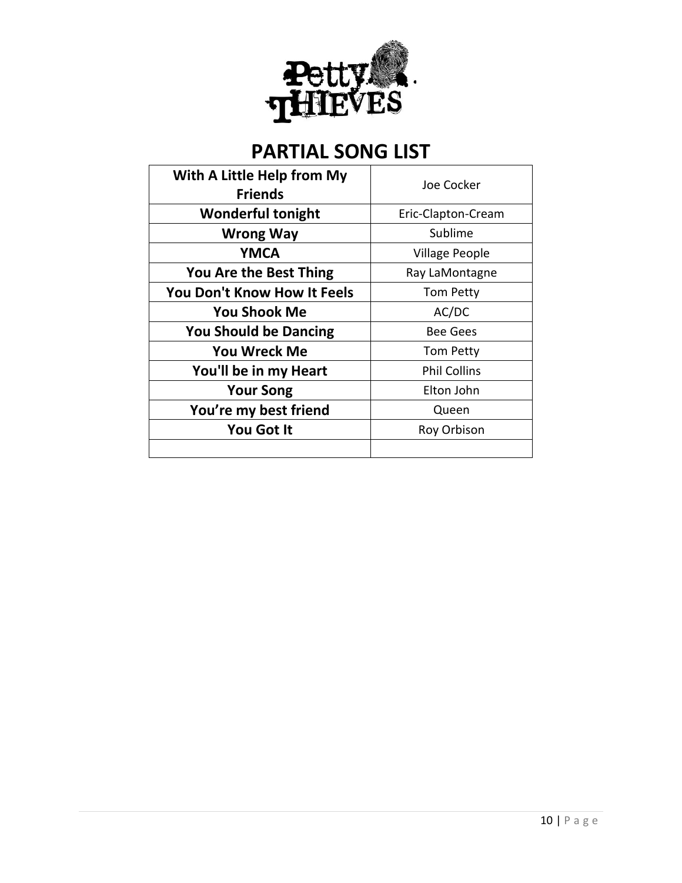Petty THIEVES

## PARTIAL SONG LIST

| | |
|---|---|
| **With A Little Help from My Friends** | Joe Cocker |
| **Wonderful tonight** | Eric-Clapton-Cream |
| **Wrong Way** | Sublime |
| **YMCA** | Village People |
| **You Are the Best Thing** | Ray LaMontagne |
| **You Don't Know How It Feels** | Tom Petty |
| **You Shook Me** | AC/DC |
| **You Should be Dancing** | Bee Gees |
| **You Wreck Me** | Tom Petty |
| **You'll be in my Heart** | Phil Collins |
| **Your Song** | Elton John |
| **You're my best friend** | Queen |
| **You Got It** | Roy Orbison |
| | |